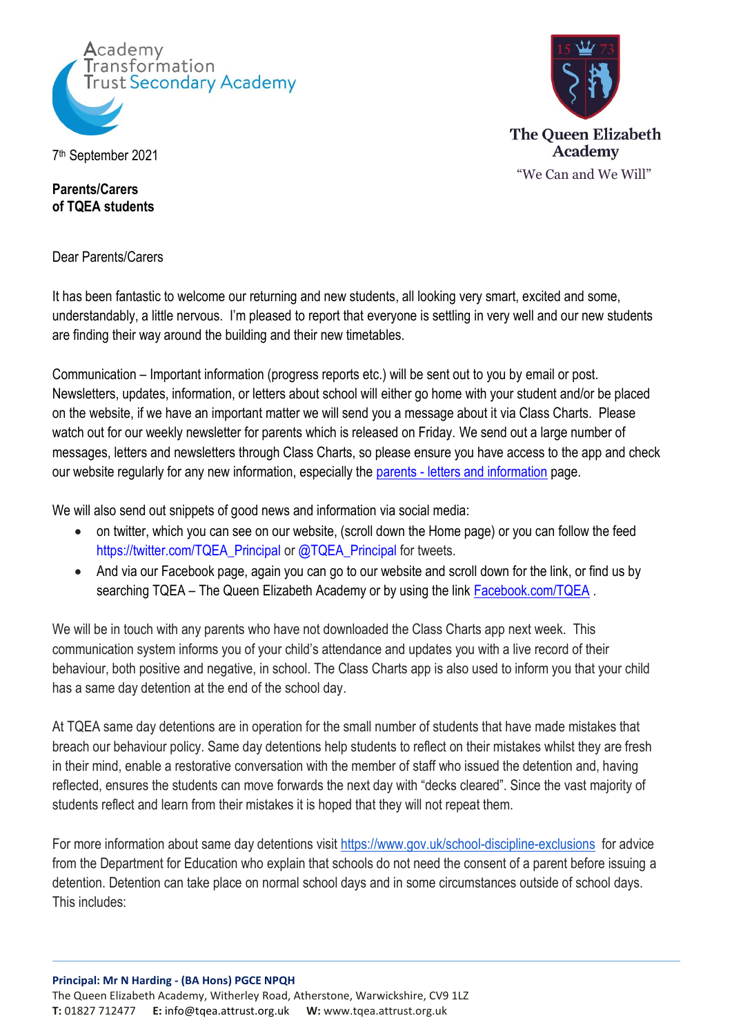Academy Transformation Trust Secondary Academy

The Queen Elizabeth Academy
"We Can and We Will"

7th September 2021

**Parents/Carers**
**of TQEA students**

Dear Parents/Carers

It has been fantastic to welcome our returning and new students, all looking very smart, excited and some, understandably, a little nervous. I'm pleased to report that everyone is settling in very well and our new students are finding their way around the building and their new timetables.

Communication – Important information (progress reports etc.) will be sent out to you by email or post. Newsletters, updates, information, or letters about school will either go home with your student and/or be placed on the website, if we have an important matter we will send you a message about it via Class Charts. Please watch out for our weekly newsletter for parents which is released on Friday. We send out a large number of messages, letters and newsletters through Class Charts, so please ensure you have access to the app and check our website regularly for any new information, especially the parents - letters and information page.

We will also send out snippets of good news and information via social media:

- on twitter, which you can see on our website, (scroll down the Home page) or you can follow the feed https://twitter.com/TQEA_Principal or @TQEA_Principal for tweets.
- And via our Facebook page, again you can go to our website and scroll down for the link, or find us by searching TQEA – The Queen Elizabeth Academy or by using the link Facebook.com/TQEA .

We will be in touch with any parents who have not downloaded the Class Charts app next week. This communication system informs you of your child's attendance and updates you with a live record of their behaviour, both positive and negative, in school. The Class Charts app is also used to inform you that your child has a same day detention at the end of the school day.

At TQEA same day detentions are in operation for the small number of students that have made mistakes that breach our behaviour policy. Same day detentions help students to reflect on their mistakes whilst they are fresh in their mind, enable a restorative conversation with the member of staff who issued the detention and, having reflected, ensures the students can move forwards the next day with "decks cleared". Since the vast majority of students reflect and learn from their mistakes it is hoped that they will not repeat them.

For more information about same day detentions visit https://www.gov.uk/school-discipline-exclusions for advice from the Department for Education who explain that schools do not need the consent of a parent before issuing a detention. Detention can take place on normal school days and in some circumstances outside of school days. This includes:

**Principal: Mr N Harding - (BA Hons) PGCE NPQH**
The Queen Elizabeth Academy, Witherley Road, Atherstone, Warwickshire, CV9 1LZ
**T:** 01827 712477 **E:** info@tqea.attrust.org.uk **W:** www.tqea.attrust.org.uk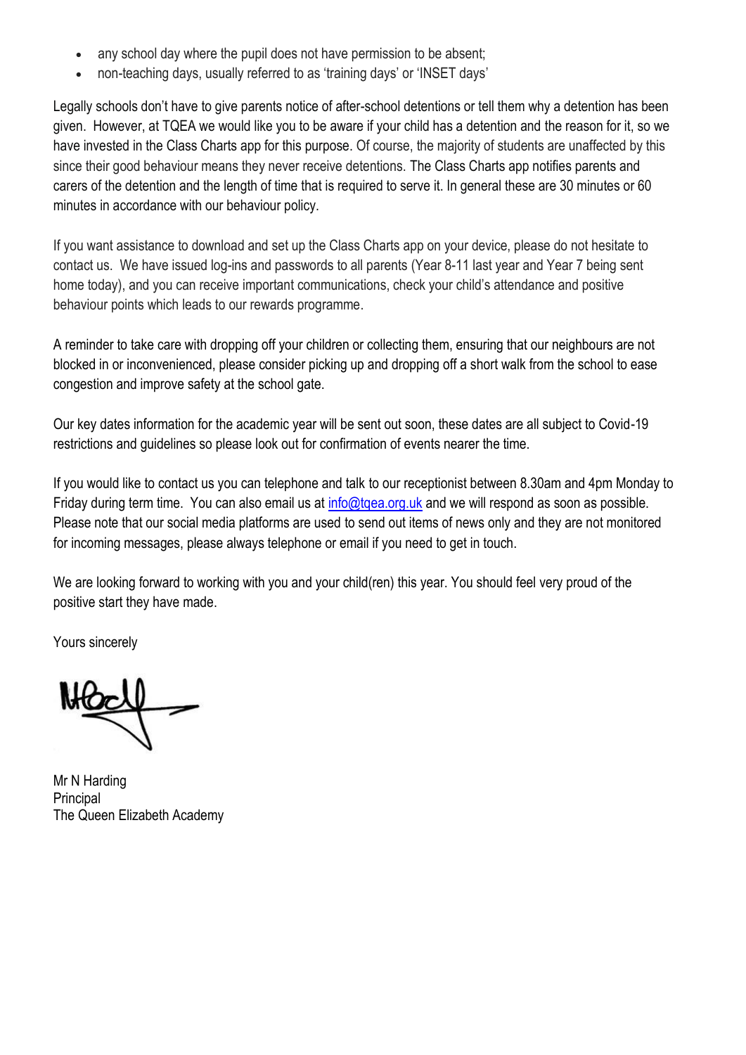- any school day where the pupil does not have permission to be absent;
- non-teaching days, usually referred to as 'training days' or 'INSET days'

Legally schools don't have to give parents notice of after-school detentions or tell them why a detention has been given. However, at TQEA we would like you to be aware if your child has a detention and the reason for it, so we have invested in the Class Charts app for this purpose. Of course, the majority of students are unaffected by this since their good behaviour means they never receive detentions. The Class Charts app notifies parents and carers of the detention and the length of time that is required to serve it. In general these are 30 minutes or 60 minutes in accordance with our behaviour policy.

If you want assistance to download and set up the Class Charts app on your device, please do not hesitate to contact us. We have issued log-ins and passwords to all parents (Year 8-11 last year and Year 7 being sent home today), and you can receive important communications, check your child's attendance and positive behaviour points which leads to our rewards programme.

A reminder to take care with dropping off your children or collecting them, ensuring that our neighbours are not blocked in or inconvenienced, please consider picking up and dropping off a short walk from the school to ease congestion and improve safety at the school gate.

Our key dates information for the academic year will be sent out soon, these dates are all subject to Covid-19 restrictions and guidelines so please look out for confirmation of events nearer the time.

If you would like to contact us you can telephone and talk to our receptionist between 8.30am and 4pm Monday to Friday during term time. You can also email us at info@tqea.org.uk and we will respond as soon as possible. Please note that our social media platforms are used to send out items of news only and they are not monitored for incoming messages, please always telephone or email if you need to get in touch.

We are looking forward to working with you and your child(ren) this year. You should feel very proud of the positive start they have made.

Yours sincerely

Mr N Harding
Principal
The Queen Elizabeth Academy